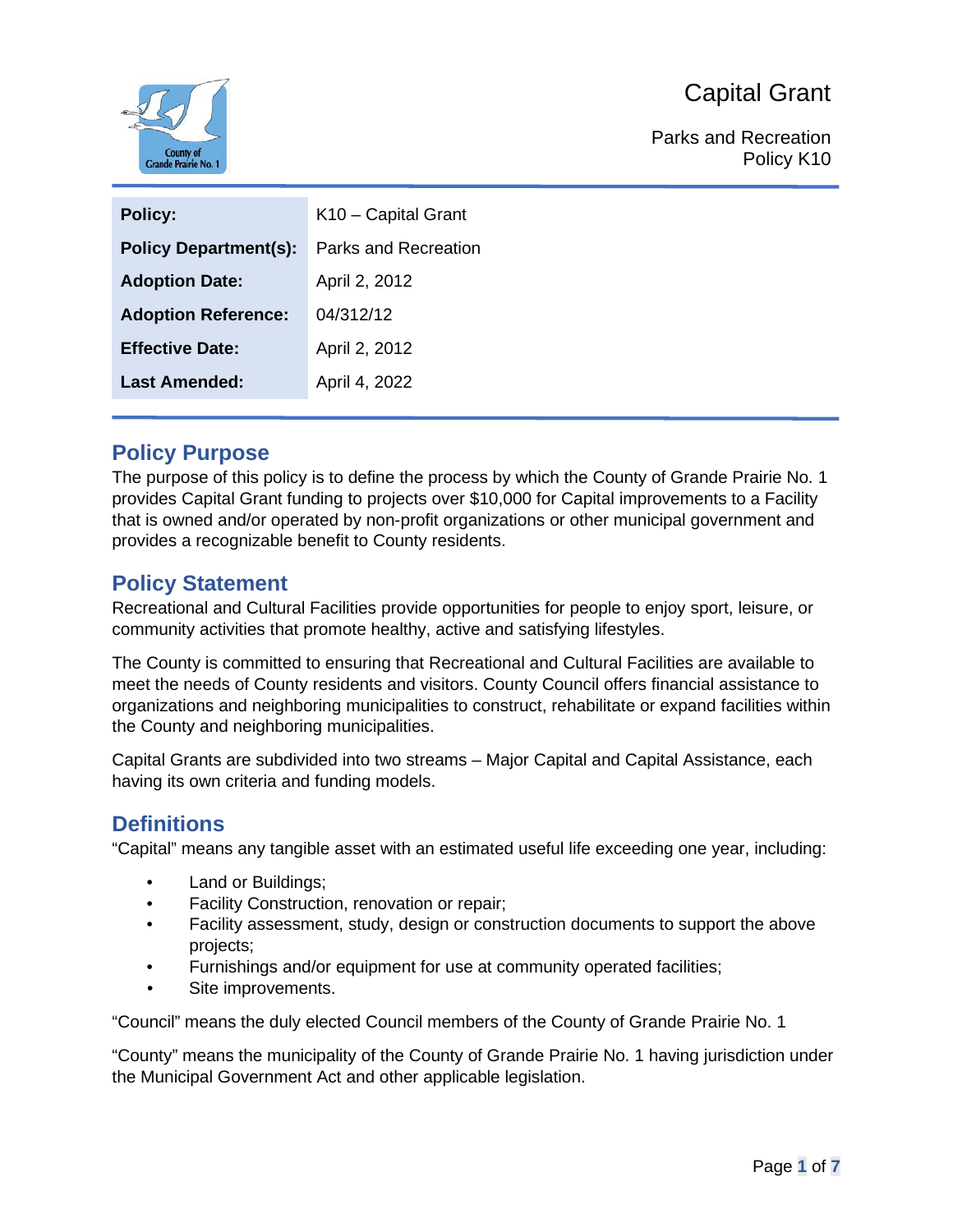# Capital Grant

Parks and Recreation
Policy K10

| | |
|---|---|
| **Policy:** | K10 – Capital Grant |
| **Policy Department(s):** | Parks and Recreation |
| **Adoption Date:** | April 2, 2012 |
| **Adoption Reference:** | 04/312/12 |
| **Effective Date:** | April 2, 2012 |
| **Last Amended:** | April 4, 2022 |

## Policy Purpose

The purpose of this policy is to define the process by which the County of Grande Prairie No. 1 provides Capital Grant funding to projects over $10,000 for Capital improvements to a Facility that is owned and/or operated by non-profit organizations or other municipal government and provides a recognizable benefit to County residents.

## Policy Statement

Recreational and Cultural Facilities provide opportunities for people to enjoy sport, leisure, or community activities that promote healthy, active and satisfying lifestyles.

The County is committed to ensuring that Recreational and Cultural Facilities are available to meet the needs of County residents and visitors. County Council offers financial assistance to organizations and neighboring municipalities to construct, rehabilitate or expand facilities within the County and neighboring municipalities.

Capital Grants are subdivided into two streams – Major Capital and Capital Assistance, each having its own criteria and funding models.

## Definitions

"Capital" means any tangible asset with an estimated useful life exceeding one year, including:

- Land or Buildings;
- Facility Construction, renovation or repair;
- Facility assessment, study, design or construction documents to support the above projects;
- Furnishings and/or equipment for use at community operated facilities;
- Site improvements.

"Council" means the duly elected Council members of the County of Grande Prairie No. 1

"County" means the municipality of the County of Grande Prairie No. 1 having jurisdiction under the Municipal Government Act and other applicable legislation.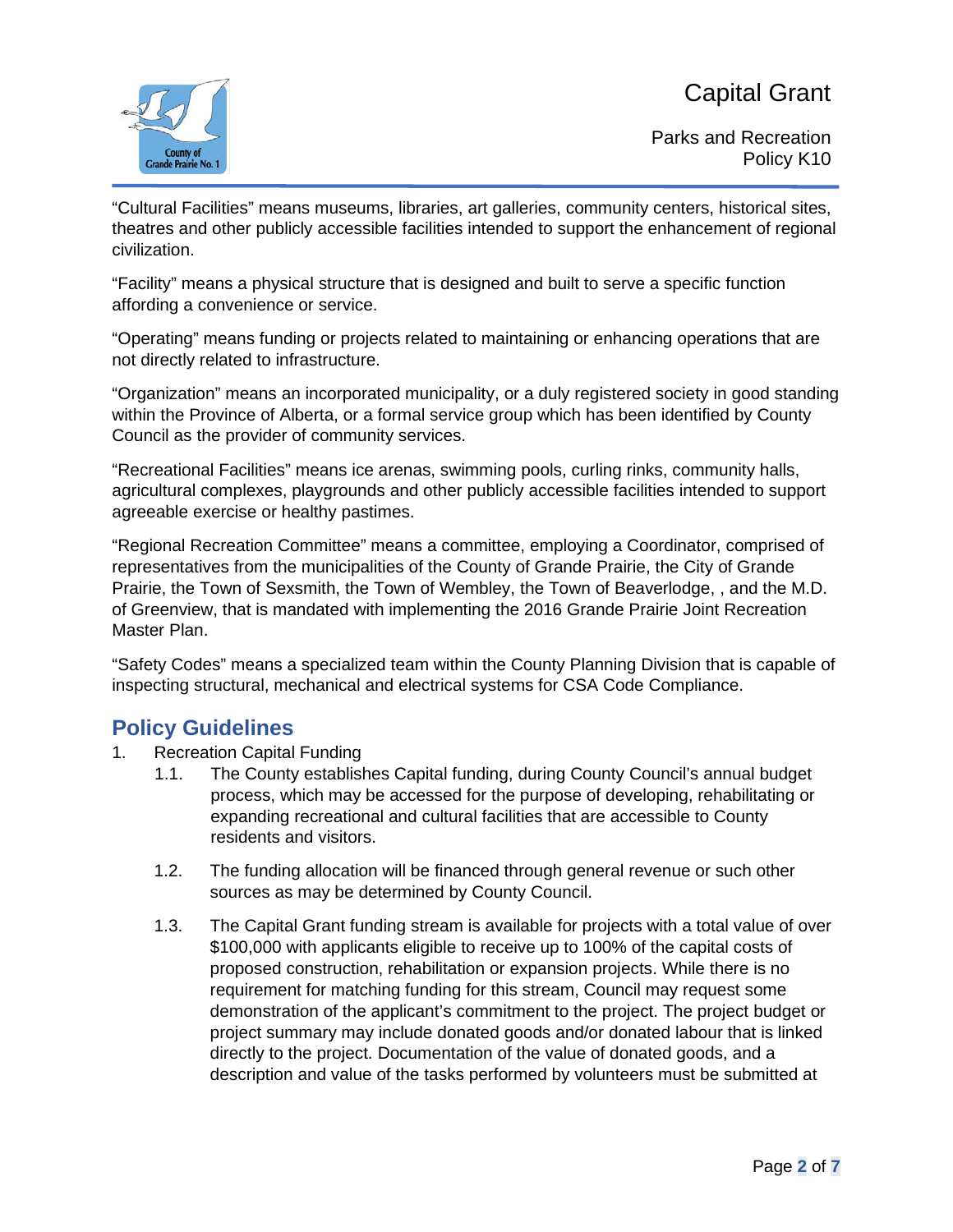“Cultural Facilities” means museums, libraries, art galleries, community centers, historical sites, theatres and other publicly accessible facilities intended to support the enhancement of regional civilization.

“Facility” means a physical structure that is designed and built to serve a specific function affording a convenience or service.

“Operating” means funding or projects related to maintaining or enhancing operations that are not directly related to infrastructure.

“Organization” means an incorporated municipality, or a duly registered society in good standing within the Province of Alberta, or a formal service group which has been identified by County Council as the provider of community services.

“Recreational Facilities” means ice arenas, swimming pools, curling rinks, community halls, agricultural complexes, playgrounds and other publicly accessible facilities intended to support agreeable exercise or healthy pastimes.

“Regional Recreation Committee” means a committee, employing a Coordinator, comprised of representatives from the municipalities of the County of Grande Prairie, the City of Grande Prairie, the Town of Sexsmith, the Town of Wembley, the Town of Beaverlodge, , and the M.D. of Greenview, that is mandated with implementing the 2016 Grande Prairie Joint Recreation Master Plan.

“Safety Codes” means a specialized team within the County Planning Division that is capable of inspecting structural, mechanical and electrical systems for CSA Code Compliance.

## Policy Guidelines

1. Recreation Capital Funding
   1.1. The County establishes Capital funding, during County Council’s annual budget process, which may be accessed for the purpose of developing, rehabilitating or expanding recreational and cultural facilities that are accessible to County residents and visitors.

   1.2. The funding allocation will be financed through general revenue or such other sources as may be determined by County Council.

   1.3. The Capital Grant funding stream is available for projects with a total value of over $100,000 with applicants eligible to receive up to 100% of the capital costs of proposed construction, rehabilitation or expansion projects. While there is no requirement for matching funding for this stream, Council may request some demonstration of the applicant’s commitment to the project. The project budget or project summary may include donated goods and/or donated labour that is linked directly to the project. Documentation of the value of donated goods, and a description and value of the tasks performed by volunteers must be submitted at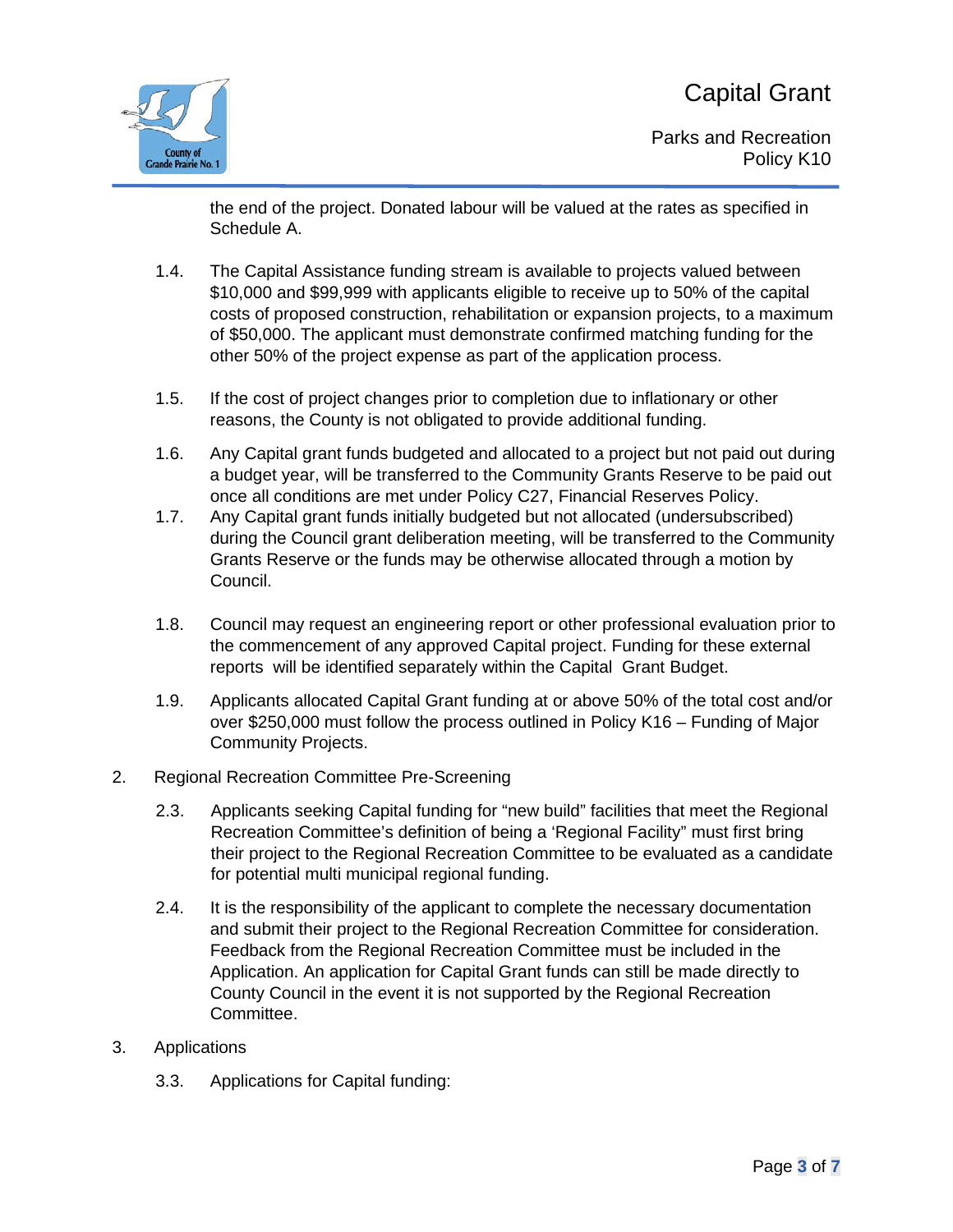the end of the project. Donated labour will be valued at the rates as specified in Schedule A.

1.4. The Capital Assistance funding stream is available to projects valued between $10,000 and $99,999 with applicants eligible to receive up to 50% of the capital costs of proposed construction, rehabilitation or expansion projects, to a maximum of $50,000. The applicant must demonstrate confirmed matching funding for the other 50% of the project expense as part of the application process.

1.5. If the cost of project changes prior to completion due to inflationary or other reasons, the County is not obligated to provide additional funding.

1.6. Any Capital grant funds budgeted and allocated to a project but not paid out during a budget year, will be transferred to the Community Grants Reserve to be paid out once all conditions are met under Policy C27, Financial Reserves Policy.

1.7. Any Capital grant funds initially budgeted but not allocated (undersubscribed) during the Council grant deliberation meeting, will be transferred to the Community Grants Reserve or the funds may be otherwise allocated through a motion by Council.

1.8. Council may request an engineering report or other professional evaluation prior to the commencement of any approved Capital project. Funding for these external reports will be identified separately within the Capital Grant Budget.

1.9. Applicants allocated Capital Grant funding at or above 50% of the total cost and/or over $250,000 must follow the process outlined in Policy K16 – Funding of Major Community Projects.

2. Regional Recreation Committee Pre-Screening

2.3. Applicants seeking Capital funding for "new build" facilities that meet the Regional Recreation Committee's definition of being a 'Regional Facility" must first bring their project to the Regional Recreation Committee to be evaluated as a candidate for potential multi municipal regional funding.

2.4. It is the responsibility of the applicant to complete the necessary documentation and submit their project to the Regional Recreation Committee for consideration. Feedback from the Regional Recreation Committee must be included in the Application. An application for Capital Grant funds can still be made directly to County Council in the event it is not supported by the Regional Recreation Committee.

3. Applications

3.3. Applications for Capital funding: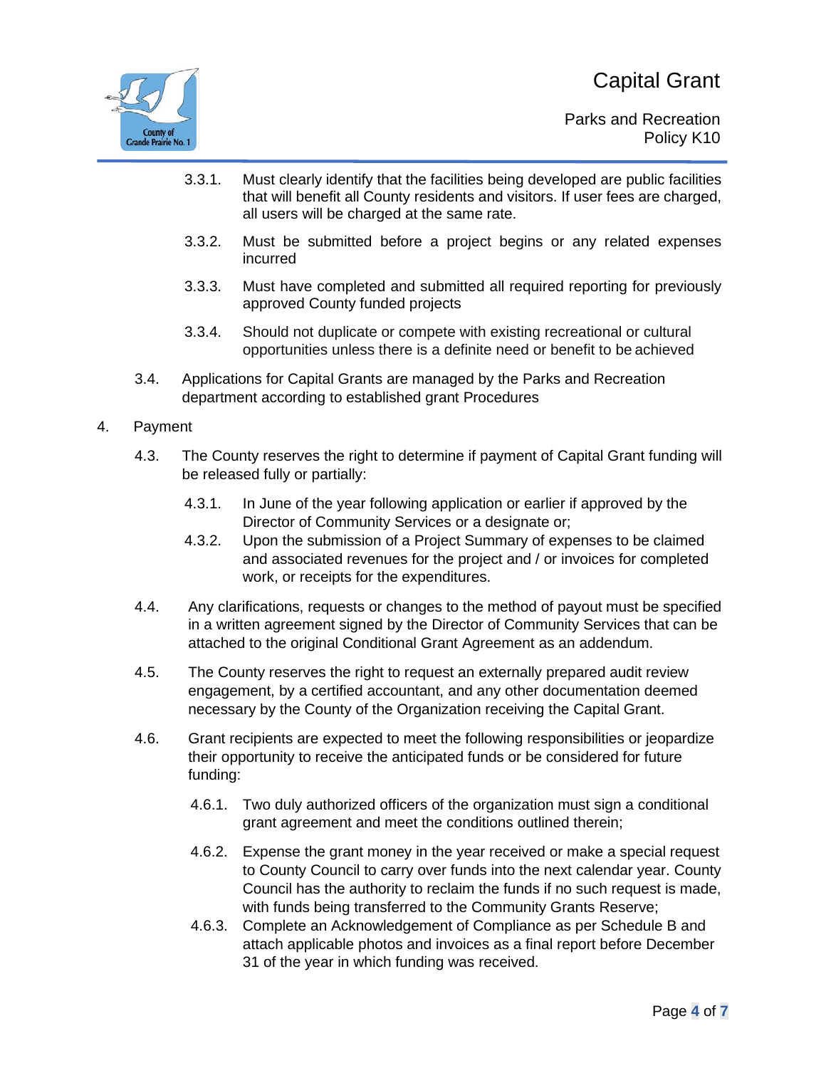3.3.1. Must clearly identify that the facilities being developed are public facilities that will benefit all County residents and visitors. If user fees are charged, all users will be charged at the same rate.

3.3.2. Must be submitted before a project begins or any related expenses incurred

3.3.3. Must have completed and submitted all required reporting for previously approved County funded projects

3.3.4. Should not duplicate or compete with existing recreational or cultural opportunities unless there is a definite need or benefit to be achieved

3.4. Applications for Capital Grants are managed by the Parks and Recreation department according to established grant Procedures

4. Payment

4.3. The County reserves the right to determine if payment of Capital Grant funding will be released fully or partially:

4.3.1. In June of the year following application or earlier if approved by the Director of Community Services or a designate or;

4.3.2. Upon the submission of a Project Summary of expenses to be claimed and associated revenues for the project and / or invoices for completed work, or receipts for the expenditures.

4.4. Any clarifications, requests or changes to the method of payout must be specified in a written agreement signed by the Director of Community Services that can be attached to the original Conditional Grant Agreement as an addendum.

4.5. The County reserves the right to request an externally prepared audit review engagement, by a certified accountant, and any other documentation deemed necessary by the County of the Organization receiving the Capital Grant.

4.6. Grant recipients are expected to meet the following responsibilities or jeopardize their opportunity to receive the anticipated funds or be considered for future funding:

4.6.1. Two duly authorized officers of the organization must sign a conditional grant agreement and meet the conditions outlined therein;

4.6.2. Expense the grant money in the year received or make a special request to County Council to carry over funds into the next calendar year. County Council has the authority to reclaim the funds if no such request is made, with funds being transferred to the Community Grants Reserve;

4.6.3. Complete an Acknowledgement of Compliance as per Schedule B and attach applicable photos and invoices as a final report before December 31 of the year in which funding was received.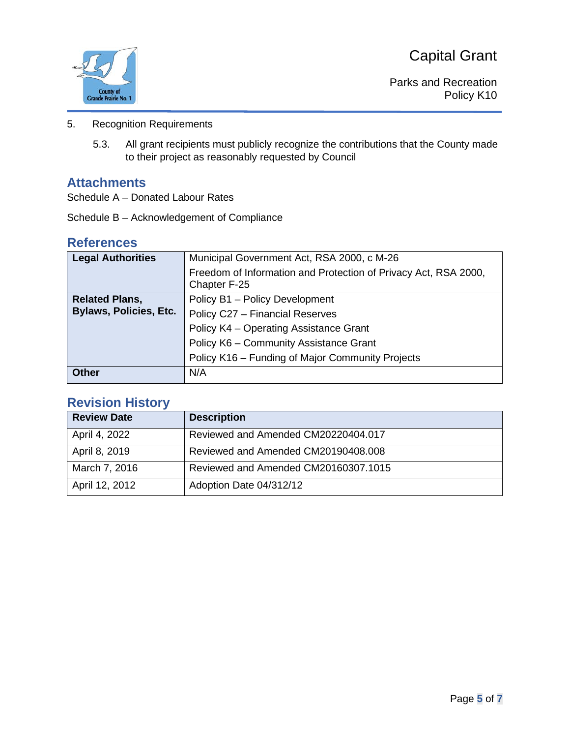5. Recognition Requirements

   5.3. All grant recipients must publicly recognize the contributions that the County made to their project as reasonably requested by Council

## Attachments

Schedule A – Donated Labour Rates

Schedule B – Acknowledgement of Compliance

## References

| | |
|---|---|
| **Legal Authorities** | Municipal Government Act, RSA 2000, c M-26<br>Freedom of Information and Protection of Privacy Act, RSA 2000, Chapter F-25 |
| **Related Plans, Bylaws, Policies, Etc.** | Policy B1 – Policy Development<br>Policy C27 – Financial Reserves<br>Policy K4 – Operating Assistance Grant<br>Policy K6 – Community Assistance Grant<br>Policy K16 – Funding of Major Community Projects |
| **Other** | N/A |

## Revision History

| Review Date | Description |
|---|---|
| April 4, 2022 | Reviewed and Amended CM20220404.017 |
| April 8, 2019 | Reviewed and Amended CM20190408.008 |
| March 7, 2016 | Reviewed and Amended CM20160307.1015 |
| April 12, 2012 | Adoption Date 04/312/12 |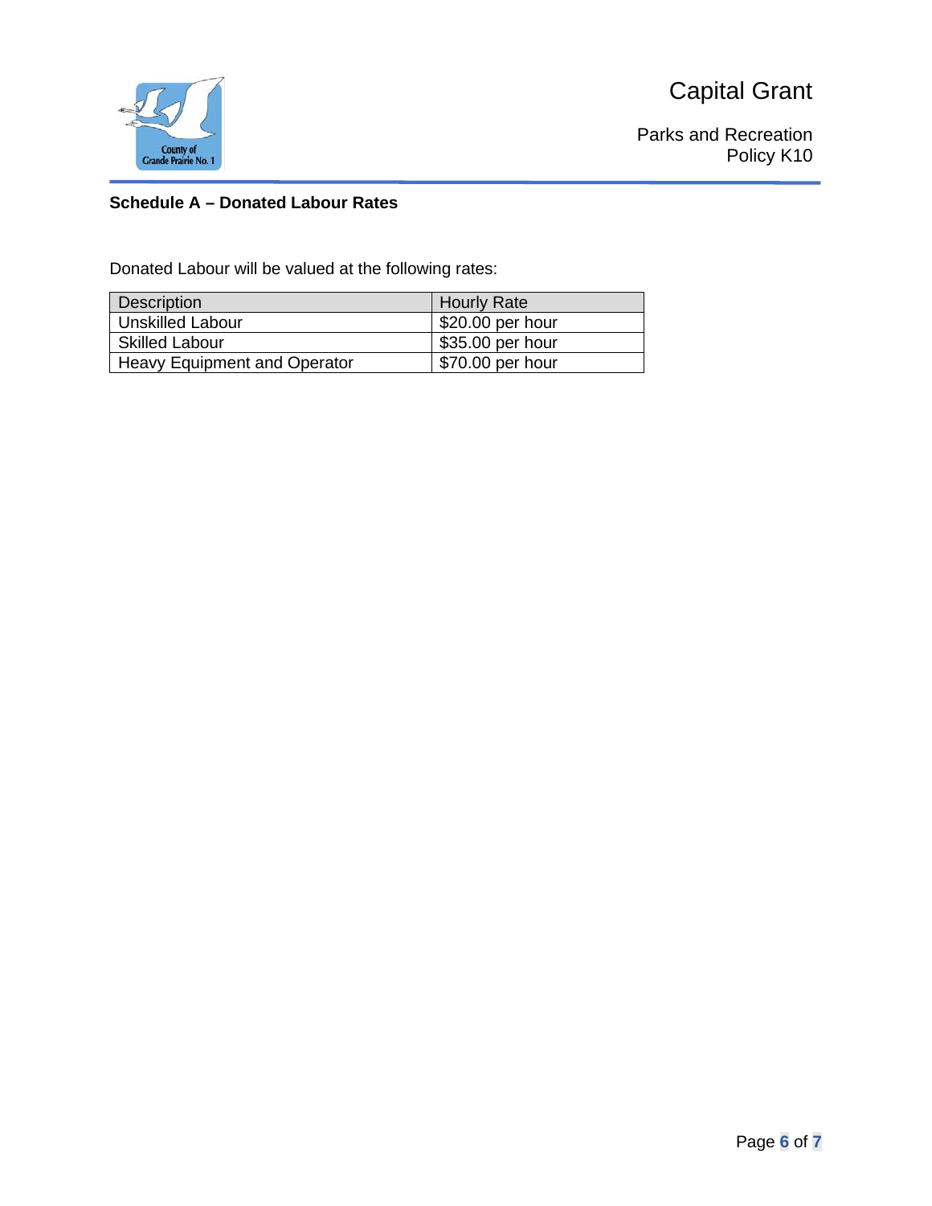**Schedule A – Donated Labour Rates**

Donated Labour will be valued at the following rates:

| Description | Hourly Rate |
|---|---|
| Unskilled Labour | $20.00 per hour |
| Skilled Labour | $35.00 per hour |
| Heavy Equipment and Operator | $70.00 per hour |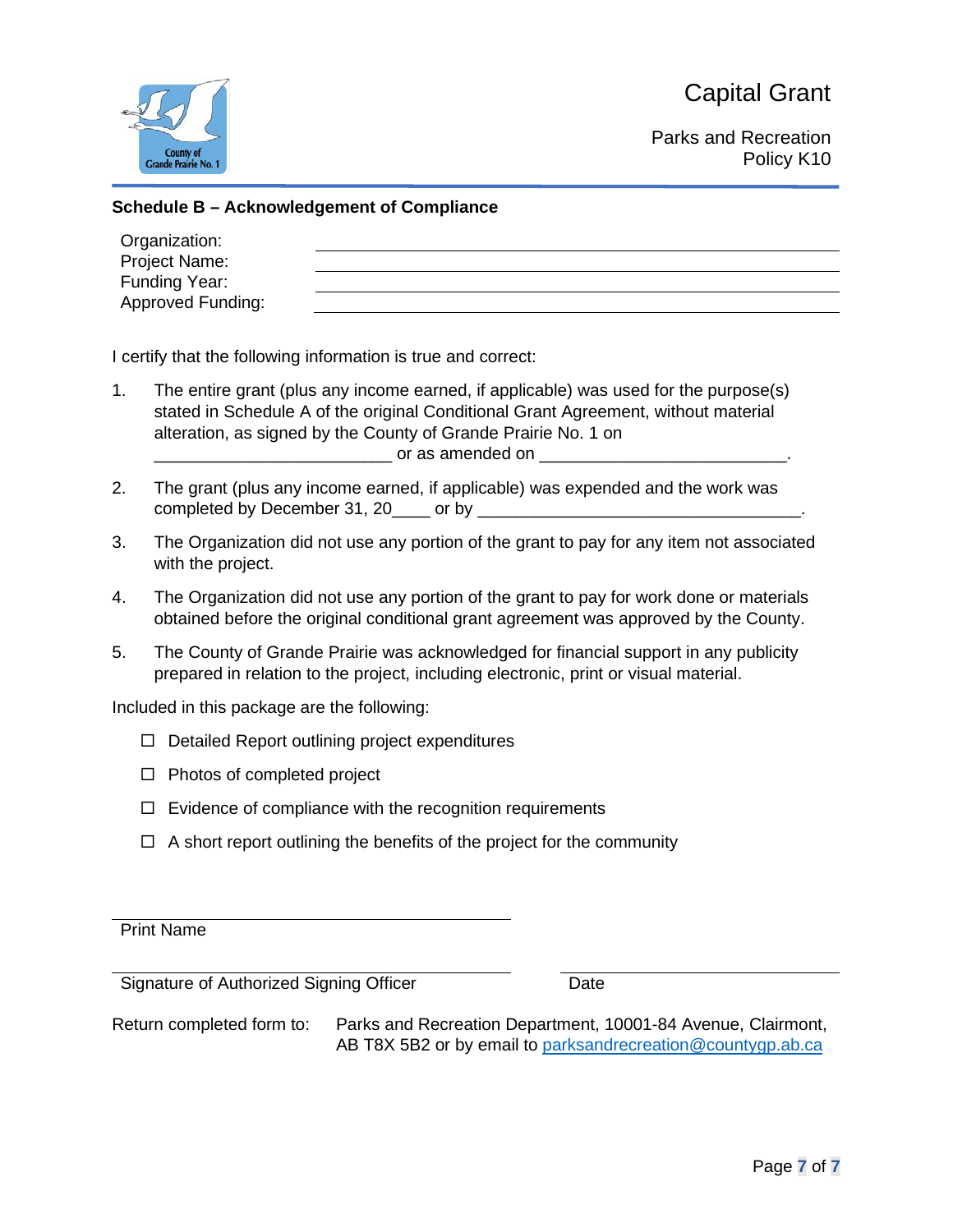## Schedule B – Acknowledgement of Compliance

Organization: ______________________________________________

Project Name: ______________________________________________

Funding Year: ______________________________________________

Approved Funding: ______________________________________________

I certify that the following information is true and correct:

1. The entire grant (plus any income earned, if applicable) was used for the purpose(s) stated in Schedule A of the original Conditional Grant Agreement, without material alteration, as signed by the County of Grande Prairie No. 1 on _________________________ or as amended on _________________________.

2. The grant (plus any income earned, if applicable) was expended and the work was completed by December 31, 20____ or by __________________________________.

3. The Organization did not use any portion of the grant to pay for any item not associated with the project.

4. The Organization did not use any portion of the grant to pay for work done or materials obtained before the original conditional grant agreement was approved by the County.

5. The County of Grande Prairie was acknowledged for financial support in any publicity prepared in relation to the project, including electronic, print or visual material.

Included in this package are the following:

- ☐ Detailed Report outlining project expenditures
- ☐ Photos of completed project
- ☐ Evidence of compliance with the recognition requirements
- ☐ A short report outlining the benefits of the project for the community

______________________________________________

Print Name

______________________________________________ ______________________________

Signature of Authorized Signing Officer Date

Return completed form to: Parks and Recreation Department, 10001-84 Avenue, Clairmont, AB T8X 5B2 or by email to parksandrecreation@countygp.ab.ca